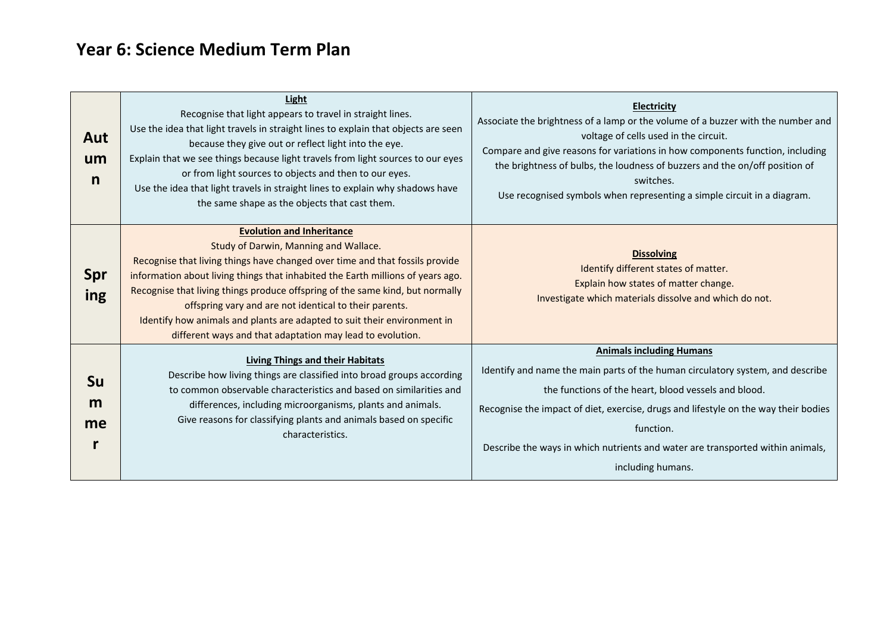# Year 6: Science Medium Term Plan

| | | |
|---|---|---|
| **Autumn** | **<u>Light</u>**<br>Recognise that light appears to travel in straight lines.<br>Use the idea that light travels in straight lines to explain that objects are seen because they give out or reflect light into the eye.<br>Explain that we see things because light travels from light sources to our eyes or from light sources to objects and then to our eyes.<br>Use the idea that light travels in straight lines to explain why shadows have the same shape as the objects that cast them. | **<u>Electricity</u>**<br>Associate the brightness of a lamp or the volume of a buzzer with the number and voltage of cells used in the circuit.<br>Compare and give reasons for variations in how components function, including the brightness of bulbs, the loudness of buzzers and the on/off position of switches.<br>Use recognised symbols when representing a simple circuit in a diagram. |
| **Spring** | **<u>Evolution and Inheritance</u>**<br>Study of Darwin, Manning and Wallace.<br>Recognise that living things have changed over time and that fossils provide information about living things that inhabited the Earth millions of years ago.<br>Recognise that living things produce offspring of the same kind, but normally offspring vary and are not identical to their parents.<br>Identify how animals and plants are adapted to suit their environment in different ways and that adaptation may lead to evolution. | **<u>Dissolving</u>**<br>Identify different states of matter.<br>Explain how states of matter change.<br>Investigate which materials dissolve and which do not. |
| **Summer** | **<u>Living Things and their Habitats</u>**<br>Describe how living things are classified into broad groups according to common observable characteristics and based on similarities and differences, including microorganisms, plants and animals.<br>Give reasons for classifying plants and animals based on specific characteristics. | **<u>Animals including Humans</u>**<br>Identify and name the main parts of the human circulatory system, and describe the functions of the heart, blood vessels and blood.<br>Recognise the impact of diet, exercise, drugs and lifestyle on the way their bodies function.<br>Describe the ways in which nutrients and water are transported within animals, including humans. |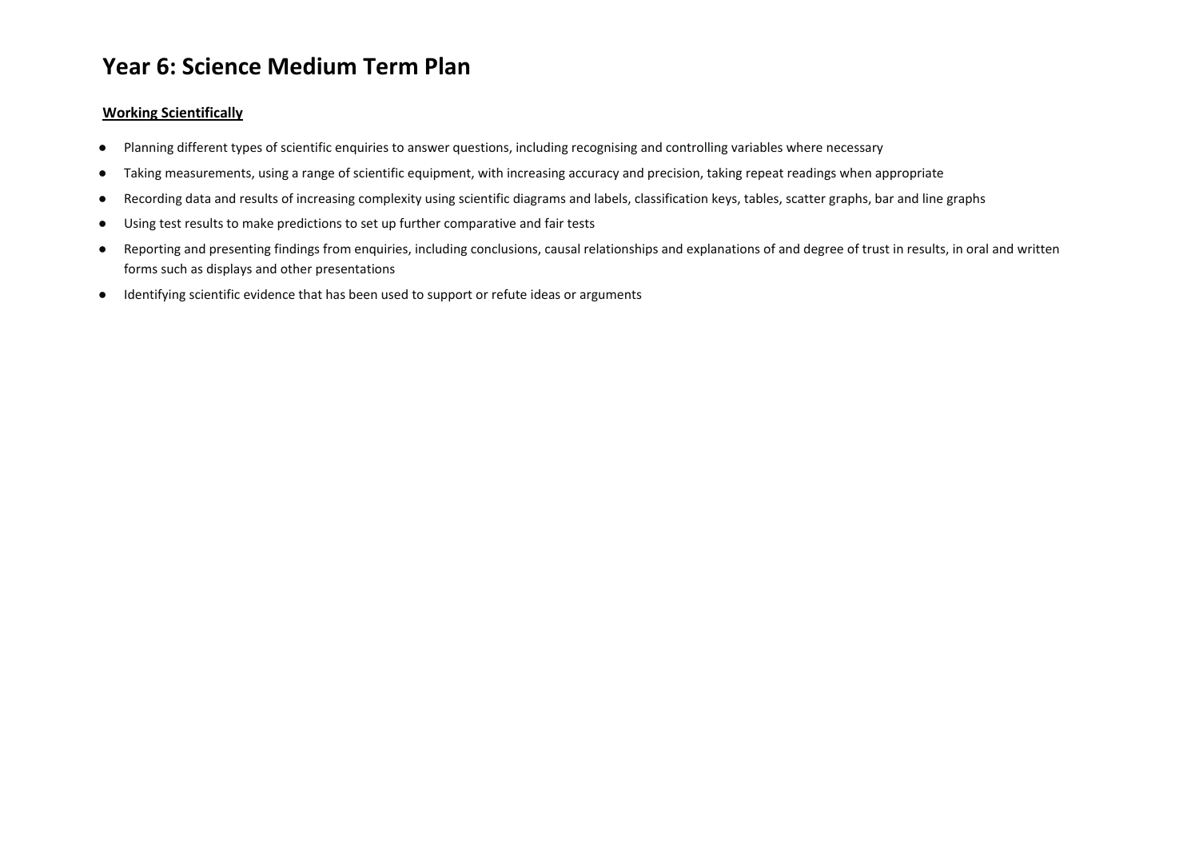# Year 6: Science Medium Term Plan

**<u>Working Scientifically</u>**

- Planning different types of scientific enquiries to answer questions, including recognising and controlling variables where necessary
- Taking measurements, using a range of scientific equipment, with increasing accuracy and precision, taking repeat readings when appropriate
- Recording data and results of increasing complexity using scientific diagrams and labels, classification keys, tables, scatter graphs, bar and line graphs
- Using test results to make predictions to set up further comparative and fair tests
- Reporting and presenting findings from enquiries, including conclusions, causal relationships and explanations of and degree of trust in results, in oral and written forms such as displays and other presentations
- Identifying scientific evidence that has been used to support or refute ideas or arguments